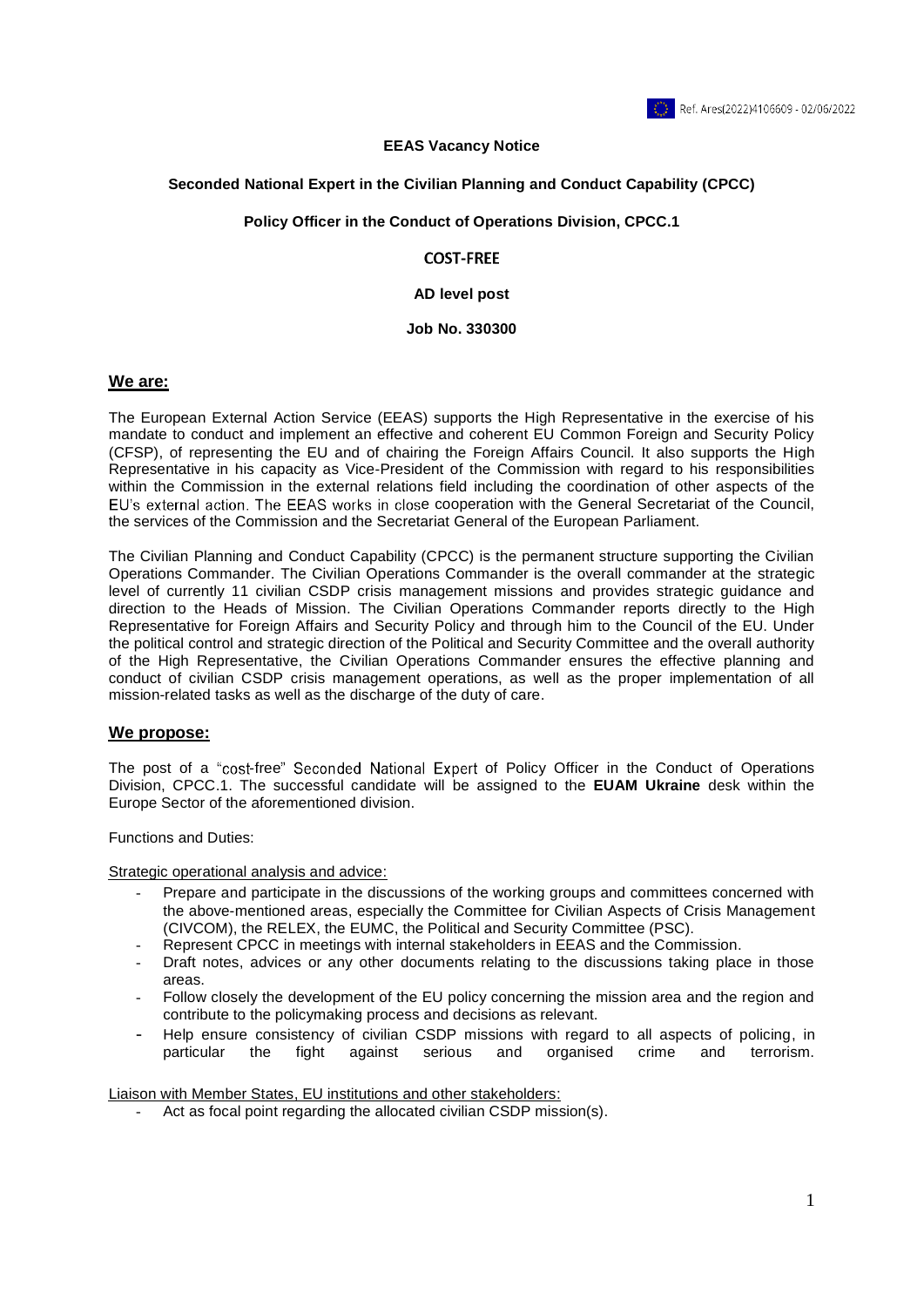Ref. Ares(2022)4106609 - 02/06/2022

**EEAS Vacancy Notice**

**Seconded National Expert in the Civilian Planning and Conduct Capability (CPCC)**

**Policy Officer in the Conduct of Operations Division, CPCC.1**

**COST-FREE**

**AD level post**

**Job No. 330300**

## We are:

The European External Action Service (EEAS) supports the High Representative in the exercise of his mandate to conduct and implement an effective and coherent EU Common Foreign and Security Policy (CFSP), of representing the EU and of chairing the Foreign Affairs Council. It also supports the High Representative in his capacity as Vice-President of the Commission with regard to his responsibilities within the Commission in the external relations field including the coordination of other aspects of the EU's external action. The EEAS works in close cooperation with the General Secretariat of the Council, the services of the Commission and the Secretariat General of the European Parliament.

The Civilian Planning and Conduct Capability (CPCC) is the permanent structure supporting the Civilian Operations Commander. The Civilian Operations Commander is the overall commander at the strategic level of currently 11 civilian CSDP crisis management missions and provides strategic guidance and direction to the Heads of Mission. The Civilian Operations Commander reports directly to the High Representative for Foreign Affairs and Security Policy and through him to the Council of the EU. Under the political control and strategic direction of the Political and Security Committee and the overall authority of the High Representative, the Civilian Operations Commander ensures the effective planning and conduct of civilian CSDP crisis management operations, as well as the proper implementation of all mission-related tasks as well as the discharge of the duty of care.

## We propose:

The post of a "cost-free" Seconded National Expert of Policy Officer in the Conduct of Operations Division, CPCC.1. The successful candidate will be assigned to the **EUAM Ukraine** desk within the Europe Sector of the aforementioned division.

Functions and Duties:

Strategic operational analysis and advice:

- Prepare and participate in the discussions of the working groups and committees concerned with the above-mentioned areas, especially the Committee for Civilian Aspects of Crisis Management (CIVCOM), the RELEX, the EUMC, the Political and Security Committee (PSC).
- Represent CPCC in meetings with internal stakeholders in EEAS and the Commission.
- Draft notes, advices or any other documents relating to the discussions taking place in those areas.
- Follow closely the development of the EU policy concerning the mission area and the region and contribute to the policymaking process and decisions as relevant.
- Help ensure consistency of civilian CSDP missions with regard to all aspects of policing, in particular the fight against serious and organised crime and terrorism.

Liaison with Member States, EU institutions and other stakeholders:

- Act as focal point regarding the allocated civilian CSDP mission(s).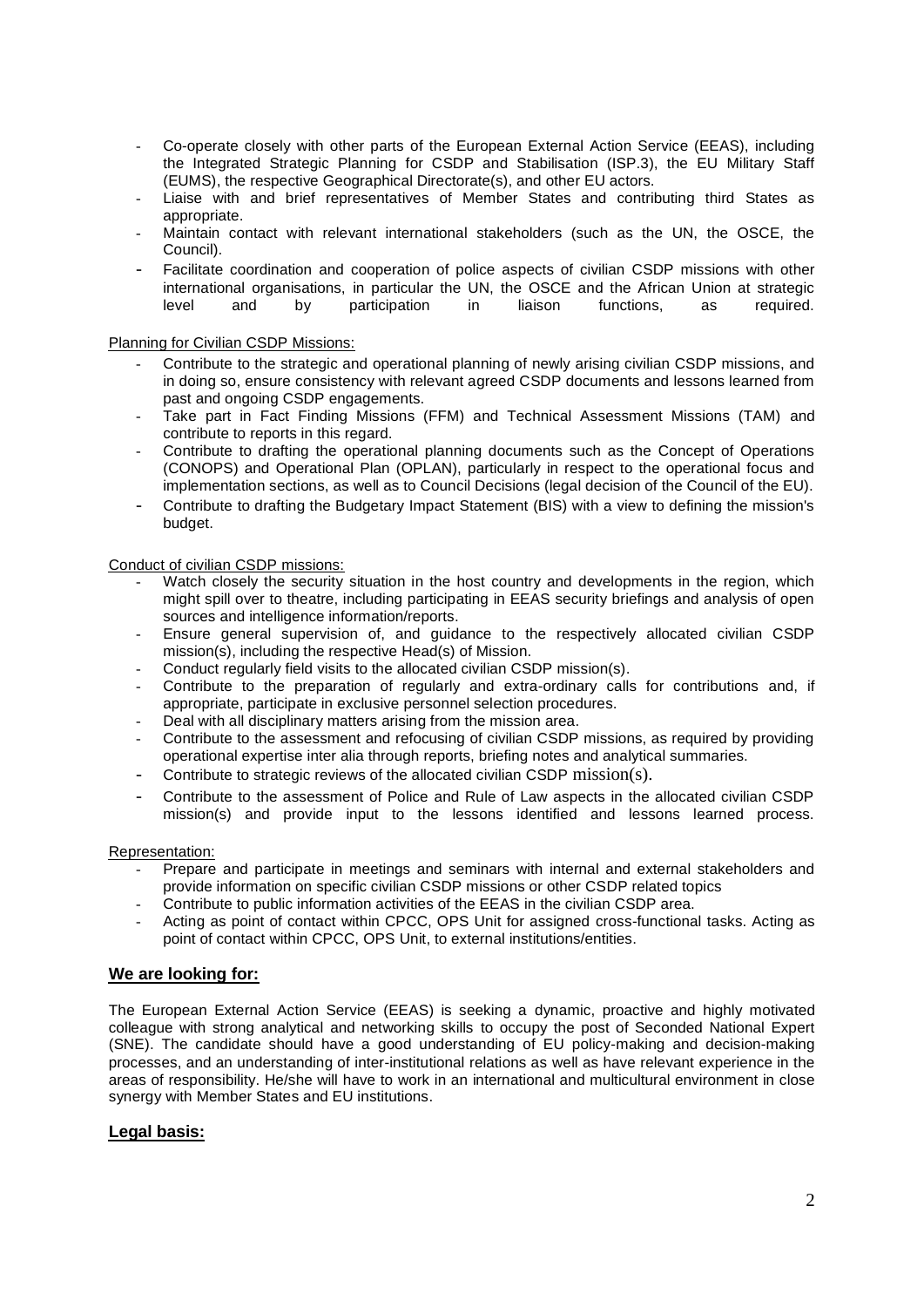- Co-operate closely with other parts of the European External Action Service (EEAS), including the Integrated Strategic Planning for CSDP and Stabilisation (ISP.3), the EU Military Staff (EUMS), the respective Geographical Directorate(s), and other EU actors.
- Liaise with and brief representatives of Member States and contributing third States as appropriate.
- Maintain contact with relevant international stakeholders (such as the UN, the OSCE, the Council).
- Facilitate coordination and cooperation of police aspects of civilian CSDP missions with other international organisations, in particular the UN, the OSCE and the African Union at strategic level and by participation in liaison functions, as required.

Planning for Civilian CSDP Missions:

- Contribute to the strategic and operational planning of newly arising civilian CSDP missions, and in doing so, ensure consistency with relevant agreed CSDP documents and lessons learned from past and ongoing CSDP engagements.
- Take part in Fact Finding Missions (FFM) and Technical Assessment Missions (TAM) and contribute to reports in this regard.
- Contribute to drafting the operational planning documents such as the Concept of Operations (CONOPS) and Operational Plan (OPLAN), particularly in respect to the operational focus and implementation sections, as well as to Council Decisions (legal decision of the Council of the EU).
- Contribute to drafting the Budgetary Impact Statement (BIS) with a view to defining the mission's budget.

Conduct of civilian CSDP missions:

- Watch closely the security situation in the host country and developments in the region, which might spill over to theatre, including participating in EEAS security briefings and analysis of open sources and intelligence information/reports.
- Ensure general supervision of, and guidance to the respectively allocated civilian CSDP mission(s), including the respective Head(s) of Mission.
- Conduct regularly field visits to the allocated civilian CSDP mission(s).
- Contribute to the preparation of regularly and extra-ordinary calls for contributions and, if appropriate, participate in exclusive personnel selection procedures.
- Deal with all disciplinary matters arising from the mission area.
- Contribute to the assessment and refocusing of civilian CSDP missions, as required by providing operational expertise inter alia through reports, briefing notes and analytical summaries.
- Contribute to strategic reviews of the allocated civilian CSDP mission(s).
- Contribute to the assessment of Police and Rule of Law aspects in the allocated civilian CSDP mission(s) and provide input to the lessons identified and lessons learned process.

Representation:

- Prepare and participate in meetings and seminars with internal and external stakeholders and provide information on specific civilian CSDP missions or other CSDP related topics
- Contribute to public information activities of the EEAS in the civilian CSDP area.
- Acting as point of contact within CPCC, OPS Unit for assigned cross-functional tasks. Acting as point of contact within CPCC, OPS Unit, to external institutions/entities.

## We are looking for:

The European External Action Service (EEAS) is seeking a dynamic, proactive and highly motivated colleague with strong analytical and networking skills to occupy the post of Seconded National Expert (SNE). The candidate should have a good understanding of EU policy-making and decision-making processes, and an understanding of inter-institutional relations as well as have relevant experience in the areas of responsibility. He/she will have to work in an international and multicultural environment in close synergy with Member States and EU institutions.

## Legal basis: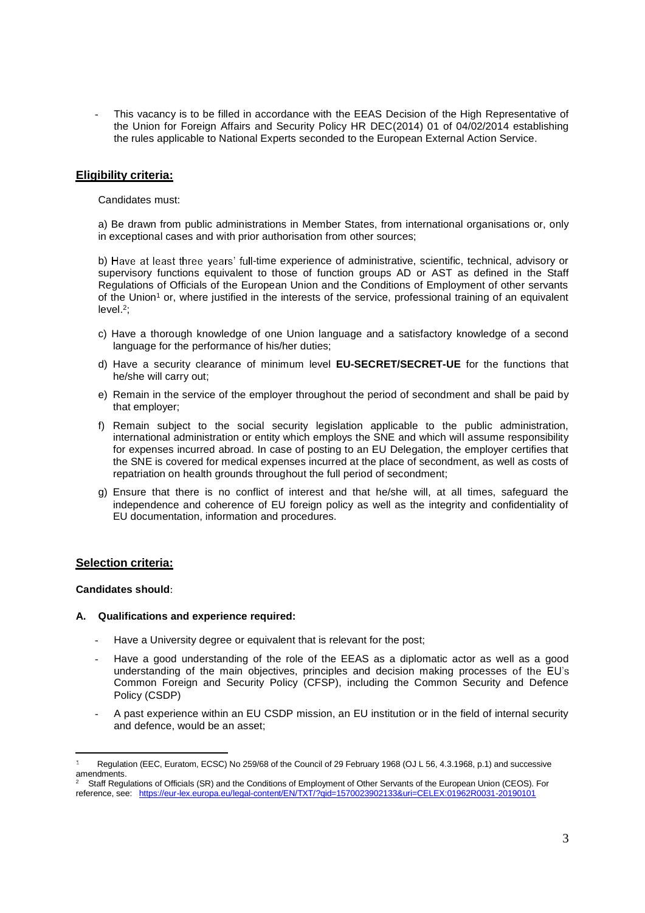- This vacancy is to be filled in accordance with the EEAS Decision of the High Representative of the Union for Foreign Affairs and Security Policy HR DEC(2014) 01 of 04/02/2014 establishing the rules applicable to National Experts seconded to the European External Action Service.

## Eligibility criteria:

Candidates must:

a) Be drawn from public administrations in Member States, from international organisations or, only in exceptional cases and with prior authorisation from other sources;

b) Have at least three years' full-time experience of administrative, scientific, technical, advisory or supervisory functions equivalent to those of function groups AD or AST as defined in the Staff Regulations of Officials of the European Union and the Conditions of Employment of other servants of the Union[1] or, where justified in the interests of the service, professional training of an equivalent level.[2];

c) Have a thorough knowledge of one Union language and a satisfactory knowledge of a second language for the performance of his/her duties;

d) Have a security clearance of minimum level **EU-SECRET/SECRET-UE** for the functions that he/she will carry out;

e) Remain in the service of the employer throughout the period of secondment and shall be paid by that employer;

f) Remain subject to the social security legislation applicable to the public administration, international administration or entity which employs the SNE and which will assume responsibility for expenses incurred abroad. In case of posting to an EU Delegation, the employer certifies that the SNE is covered for medical expenses incurred at the place of secondment, as well as costs of repatriation on health grounds throughout the full period of secondment;

g) Ensure that there is no conflict of interest and that he/she will, at all times, safeguard the independence and coherence of EU foreign policy as well as the integrity and confidentiality of EU documentation, information and procedures.

## Selection criteria:

**Candidates should**:

**A. Qualifications and experience required:**

- Have a University degree or equivalent that is relevant for the post;
- Have a good understanding of the role of the EEAS as a diplomatic actor as well as a good understanding of the main objectives, principles and decision making processes of the EU's Common Foreign and Security Policy (CFSP), including the Common Security and Defence Policy (CSDP)
- A past experience within an EU CSDP mission, an EU institution or in the field of internal security and defence, would be an asset;

---

[1] Regulation (EEC, Euratom, ECSC) No 259/68 of the Council of 29 February 1968 (OJ L 56, 4.3.1968, p.1) and successive amendments.

[2] Staff Regulations of Officials (SR) and the Conditions of Employment of Other Servants of the European Union (CEOS). For reference, see: https://eur-lex.europa.eu/legal-content/EN/TXT/?qid=1570023902133&uri=CELEX:01962R0031-20190101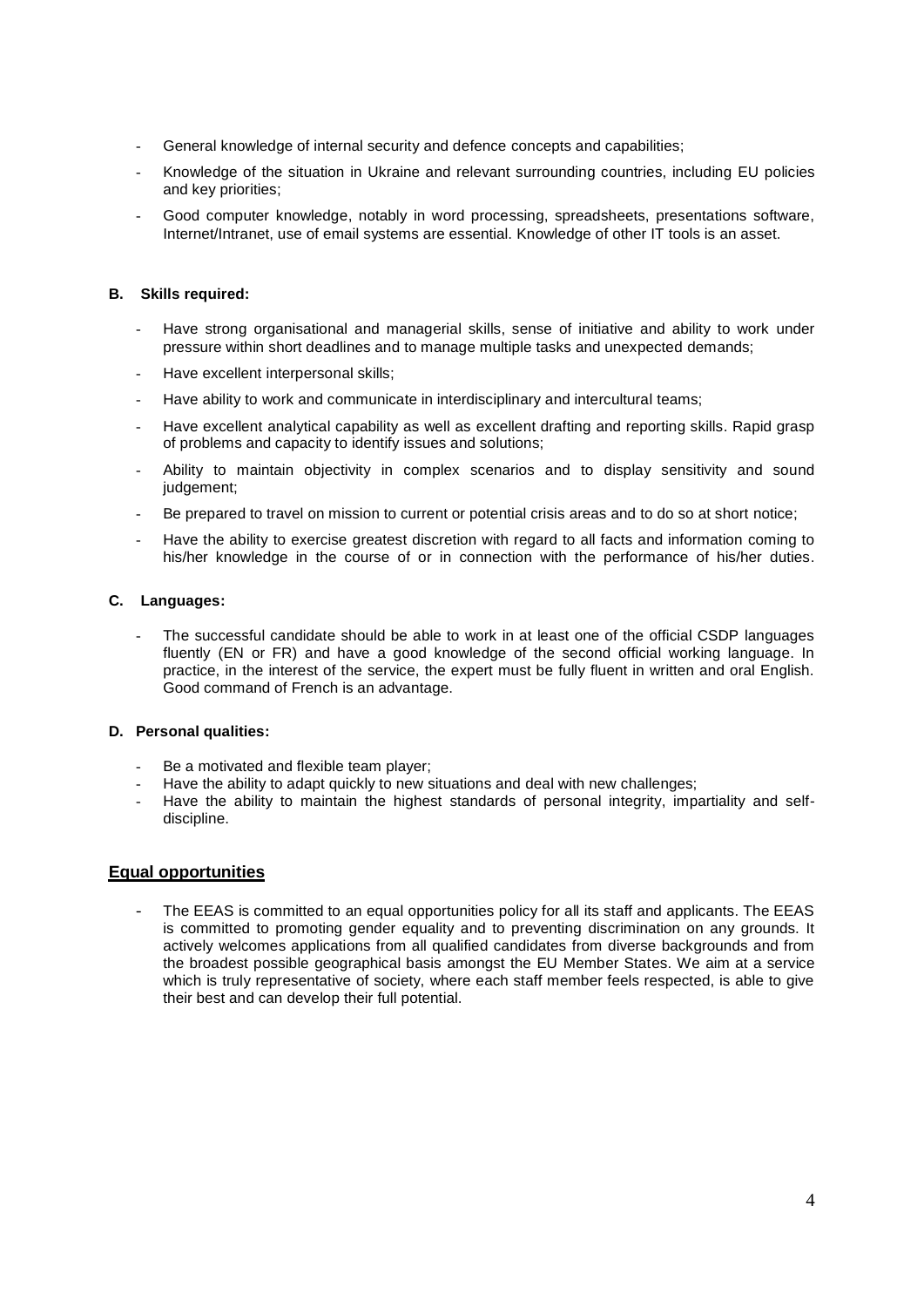- General knowledge of internal security and defence concepts and capabilities;
- Knowledge of the situation in Ukraine and relevant surrounding countries, including EU policies and key priorities;
- Good computer knowledge, notably in word processing, spreadsheets, presentations software, Internet/Intranet, use of email systems are essential. Knowledge of other IT tools is an asset.

#### B. Skills required:

- Have strong organisational and managerial skills, sense of initiative and ability to work under pressure within short deadlines and to manage multiple tasks and unexpected demands;
- Have excellent interpersonal skills;
- Have ability to work and communicate in interdisciplinary and intercultural teams;
- Have excellent analytical capability as well as excellent drafting and reporting skills. Rapid grasp of problems and capacity to identify issues and solutions;
- Ability to maintain objectivity in complex scenarios and to display sensitivity and sound judgement;
- Be prepared to travel on mission to current or potential crisis areas and to do so at short notice;
- Have the ability to exercise greatest discretion with regard to all facts and information coming to his/her knowledge in the course of or in connection with the performance of his/her duties.

#### C. Languages:

- The successful candidate should be able to work in at least one of the official CSDP languages fluently (EN or FR) and have a good knowledge of the second official working language. In practice, in the interest of the service, the expert must be fully fluent in written and oral English. Good command of French is an advantage.

#### D. Personal qualities:

- Be a motivated and flexible team player;
- Have the ability to adapt quickly to new situations and deal with new challenges;
- Have the ability to maintain the highest standards of personal integrity, impartiality and self-discipline.

## Equal opportunities

- The EEAS is committed to an equal opportunities policy for all its staff and applicants. The EEAS is committed to promoting gender equality and to preventing discrimination on any grounds. It actively welcomes applications from all qualified candidates from diverse backgrounds and from the broadest possible geographical basis amongst the EU Member States. We aim at a service which is truly representative of society, where each staff member feels respected, is able to give their best and can develop their full potential.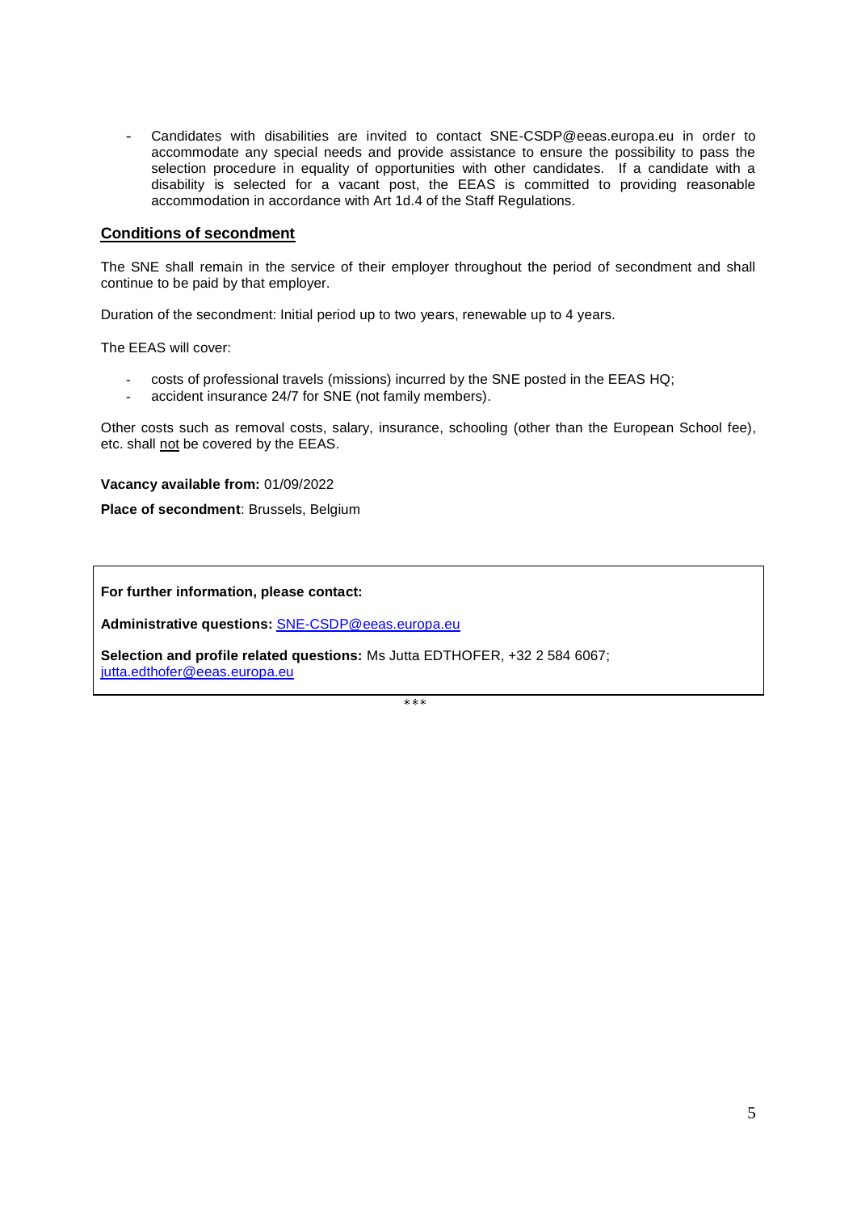- Candidates with disabilities are invited to contact SNE-CSDP@eeas.europa.eu in order to accommodate any special needs and provide assistance to ensure the possibility to pass the selection procedure in equality of opportunities with other candidates. If a candidate with a disability is selected for a vacant post, the EEAS is committed to providing reasonable accommodation in accordance with Art 1d.4 of the Staff Regulations.

## Conditions of secondment

The SNE shall remain in the service of their employer throughout the period of secondment and shall continue to be paid by that employer.

Duration of the secondment: Initial period up to two years, renewable up to 4 years.

The EEAS will cover:

- costs of professional travels (missions) incurred by the SNE posted in the EEAS HQ;
- accident insurance 24/7 for SNE (not family members).

Other costs such as removal costs, salary, insurance, schooling (other than the European School fee), etc. shall not be covered by the EEAS.

**Vacancy available from:** 01/09/2022

**Place of secondment**: Brussels, Belgium

**For further information, please contact:**

**Administrative questions:** SNE-CSDP@eeas.europa.eu

**Selection and profile related questions:** Ms Jutta EDTHOFER, +32 2 584 6067; jutta.edthofer@eeas.europa.eu

***